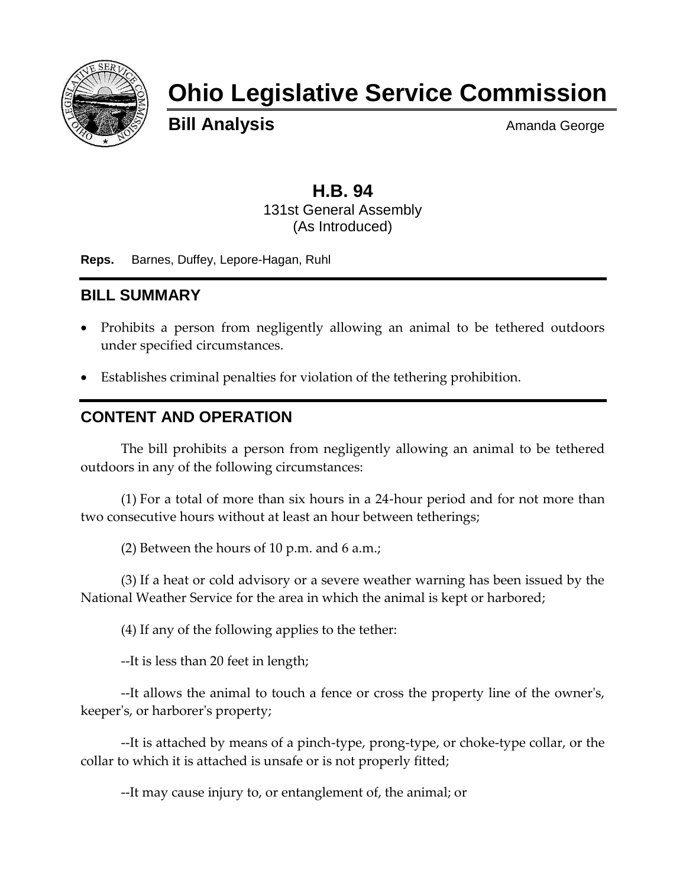# Ohio Legislative Service Commission

**Bill Analysis** Amanda George

## H.B. 94

131st General Assembly
(As Introduced)

**Reps.** Barnes, Duffey, Lepore-Hagan, Ruhl

## BILL SUMMARY

- Prohibits a person from negligently allowing an animal to be tethered outdoors under specified circumstances.
- Establishes criminal penalties for violation of the tethering prohibition.

## CONTENT AND OPERATION

The bill prohibits a person from negligently allowing an animal to be tethered outdoors in any of the following circumstances:

(1) For a total of more than six hours in a 24-hour period and for not more than two consecutive hours without at least an hour between tetherings;

(2) Between the hours of 10 p.m. and 6 a.m.;

(3) If a heat or cold advisory or a severe weather warning has been issued by the National Weather Service for the area in which the animal is kept or harbored;

(4) If any of the following applies to the tether:

--It is less than 20 feet in length;

--It allows the animal to touch a fence or cross the property line of the owner's, keeper's, or harborer's property;

--It is attached by means of a pinch-type, prong-type, or choke-type collar, or the collar to which it is attached is unsafe or is not properly fitted;

--It may cause injury to, or entanglement of, the animal; or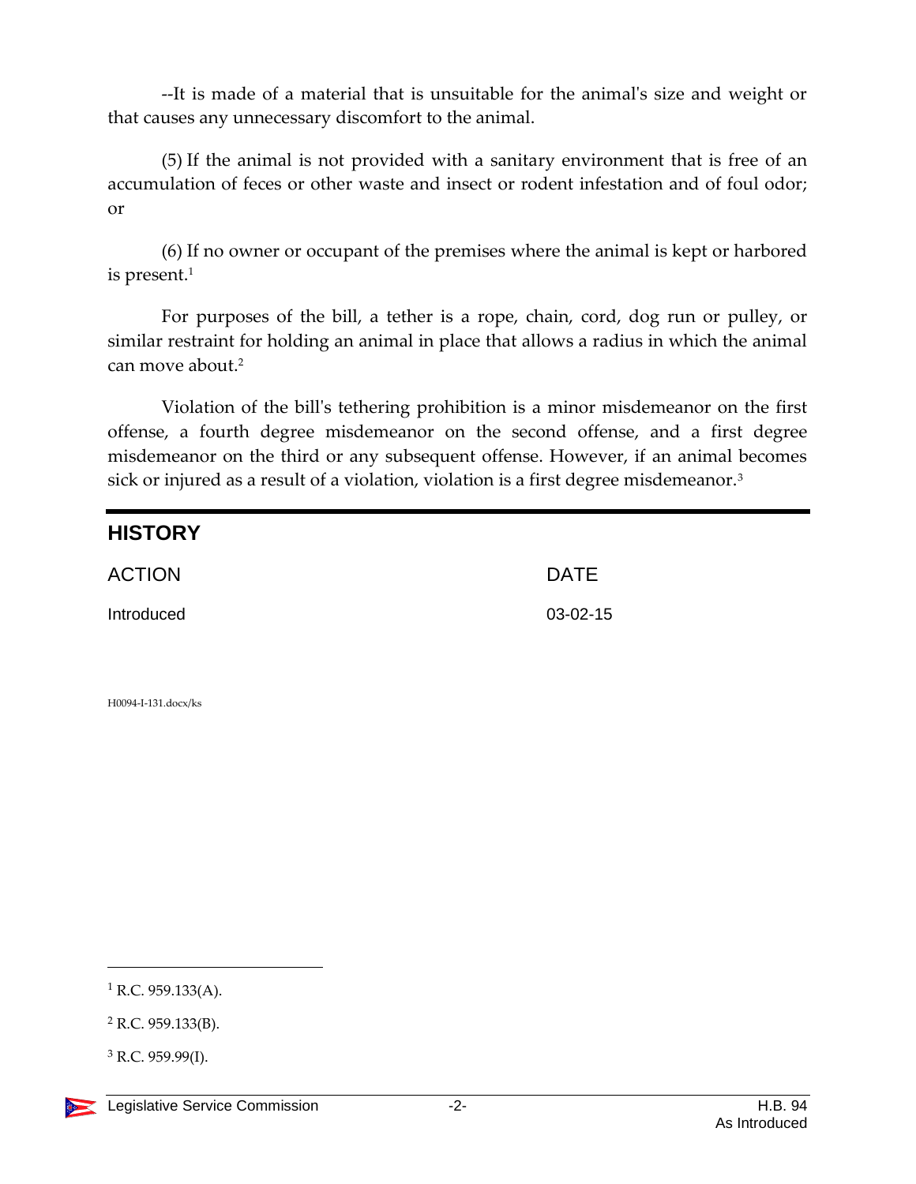--It is made of a material that is unsuitable for the animal's size and weight or that causes any unnecessary discomfort to the animal.

(5) If the animal is not provided with a sanitary environment that is free of an accumulation of feces or other waste and insect or rodent infestation and of foul odor; or

(6) If no owner or occupant of the premises where the animal is kept or harbored is present.[1]

For purposes of the bill, a tether is a rope, chain, cord, dog run or pulley, or similar restraint for holding an animal in place that allows a radius in which the animal can move about.[2]

Violation of the bill's tethering prohibition is a minor misdemeanor on the first offense, a fourth degree misdemeanor on the second offense, and a first degree misdemeanor on the third or any subsequent offense. However, if an animal becomes sick or injured as a result of a violation, violation is a first degree misdemeanor.[3]

## HISTORY

| ACTION | DATE |
|---|---|
| Introduced | 03-02-15 |

H0094-I-131.docx/ks

[1] R.C. 959.133(A).

[2] R.C. 959.133(B).

[3] R.C. 959.99(I).